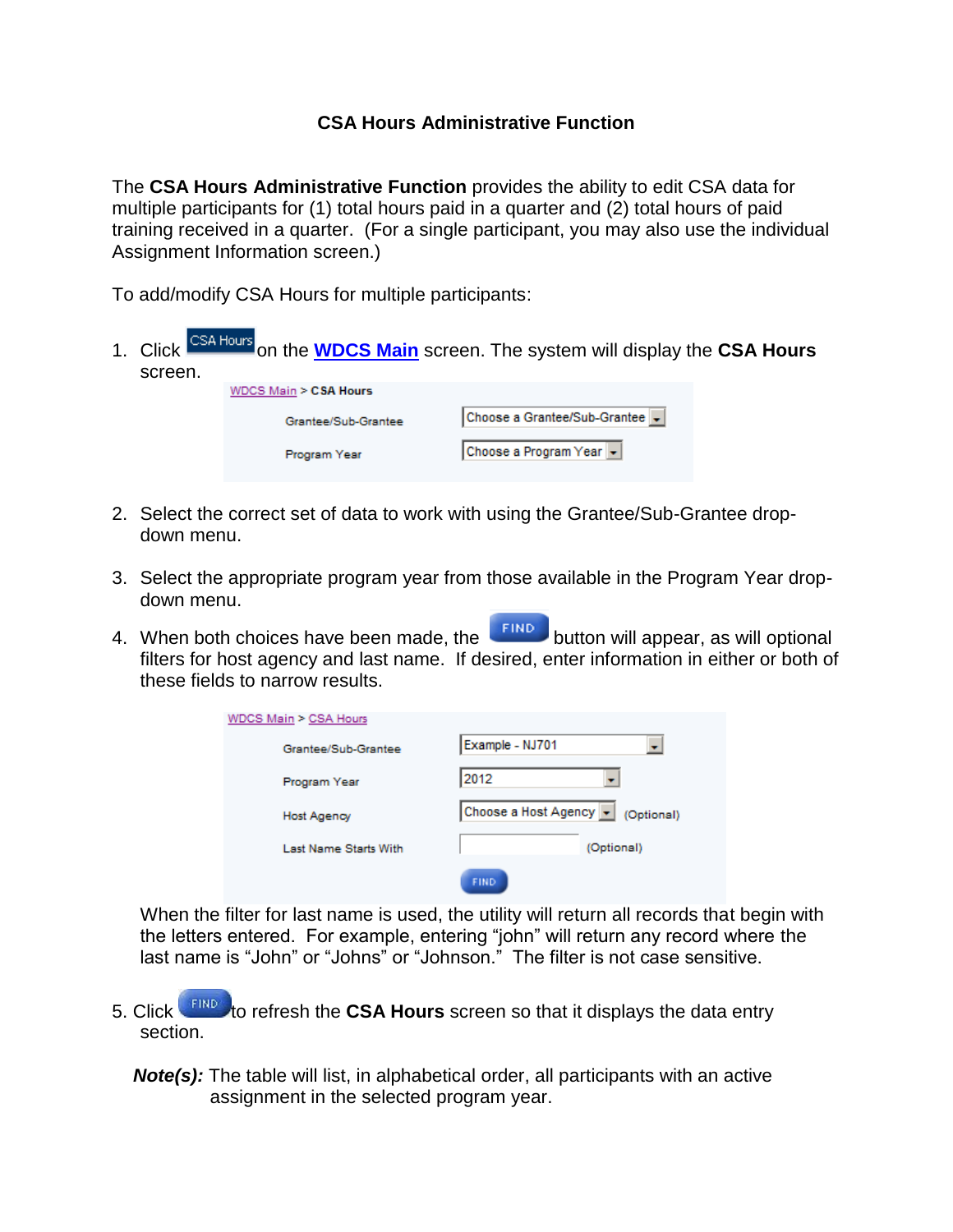# CSA Hours Administrative Function

The **CSA Hours Administrative Function** provides the ability to edit CSA data for multiple participants for (1) total hours paid in a quarter and (2) total hours of paid training received in a quarter. (For a single participant, you may also use the individual Assignment Information screen.)

To add/modify CSA Hours for multiple participants:

1. Click CSA Hours on the **WDCS Main** screen. The system will display the **CSA Hours** screen.

   WDCS Main > **CSA Hours**

   | | |
   |---|---|
   | Grantee/Sub-Grantee | Choose a Grantee/Sub-Grantee |
   | Program Year | Choose a Program Year |

2. Select the correct set of data to work with using the Grantee/Sub-Grantee drop-down menu.

3. Select the appropriate program year from those available in the Program Year drop-down menu.

4. When both choices have been made, the FIND button will appear, as will optional filters for host agency and last name. If desired, enter information in either or both of these fields to narrow results.

   WDCS Main > CSA Hours

   | | | |
   |---|---|---|
   | Grantee/Sub-Grantee | Example - NJ701 | |
   | Program Year | 2012 | |
   | Host Agency | Choose a Host Agency | (Optional) |
   | Last Name Starts With | | (Optional) |
   | | FIND | |

   When the filter for last name is used, the utility will return all records that begin with the letters entered. For example, entering “john” will return any record where the last name is “John” or “Johns” or “Johnson.” The filter is not case sensitive.

5. Click FIND to refresh the **CSA Hours** screen so that it displays the data entry section.

   ***Note(s):*** The table will list, in alphabetical order, all participants with an active assignment in the selected program year.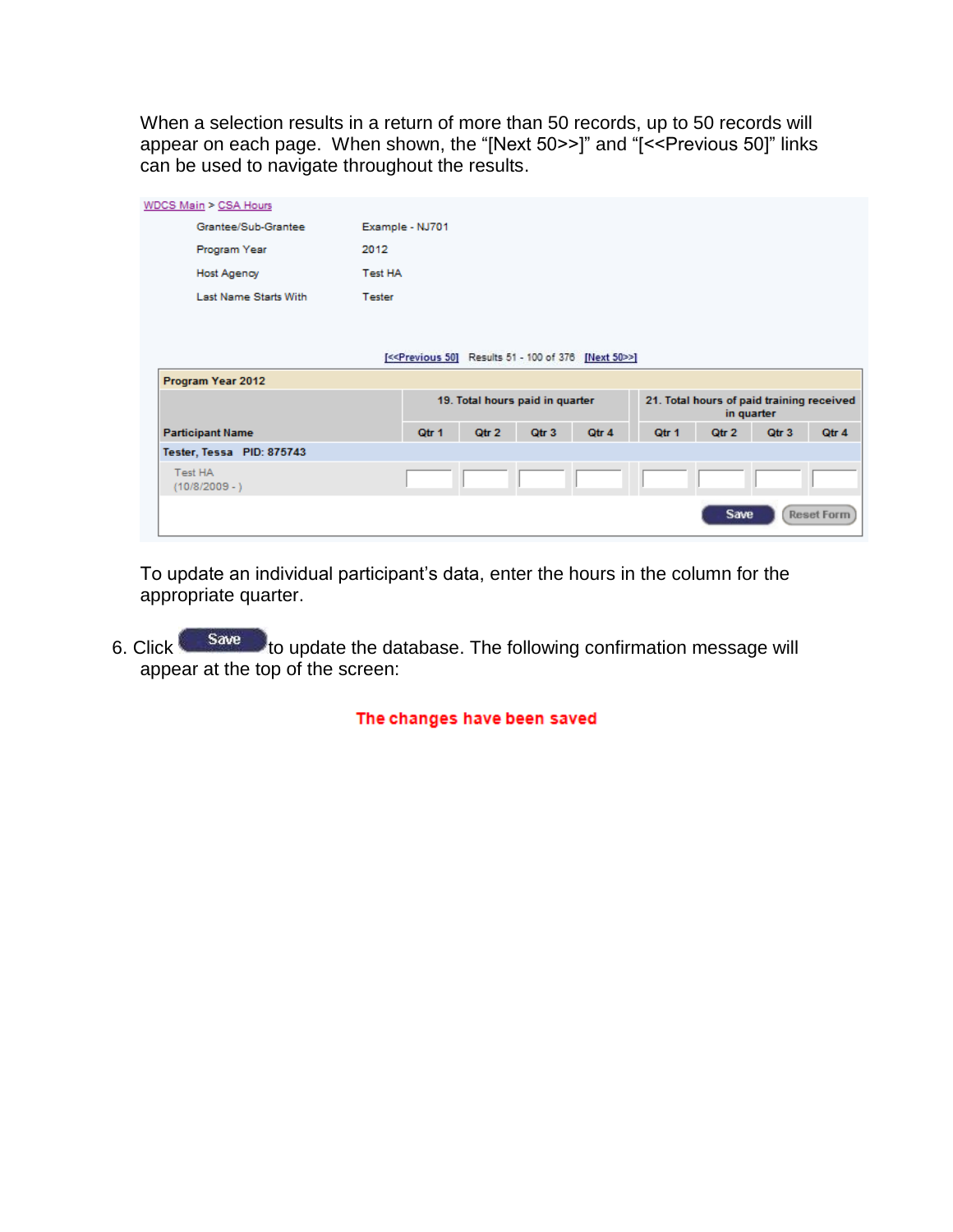When a selection results in a return of more than 50 records, up to 50 records will appear on each page. When shown, the "[Next 50>>]" and "[<<Previous 50]" links can be used to navigate throughout the results.

WDCS Main > CSA Hours

| | |
|---|---|
| Grantee/Sub-Grantee | Example - NJ701 |
| Program Year | 2012 |
| Host Agency | Test HA |
| Last Name Starts With | Tester |

[<<Previous 50] Results 51 - 100 of 376 [Next 50>>]

| Program Year 2012 | | | | | | | | |
|---|---|---|---|---|---|---|---|---|
| | 19. Total hours paid in quarter | | | | 21. Total hours of paid training received in quarter | | | |
| Participant Name | Qtr 1 | Qtr 2 | Qtr 3 | Qtr 4 | Qtr 1 | Qtr 2 | Qtr 3 | Qtr 4 |
| Tester, Tessa PID: 875743 | | | | | | | | |
| Test HA (10/8/2009 - ) | | | | | | | | |

Save Reset Form

To update an individual participant's data, enter the hours in the column for the appropriate quarter.

6. Click Save to update the database. The following confirmation message will appear at the top of the screen:

**The changes have been saved**